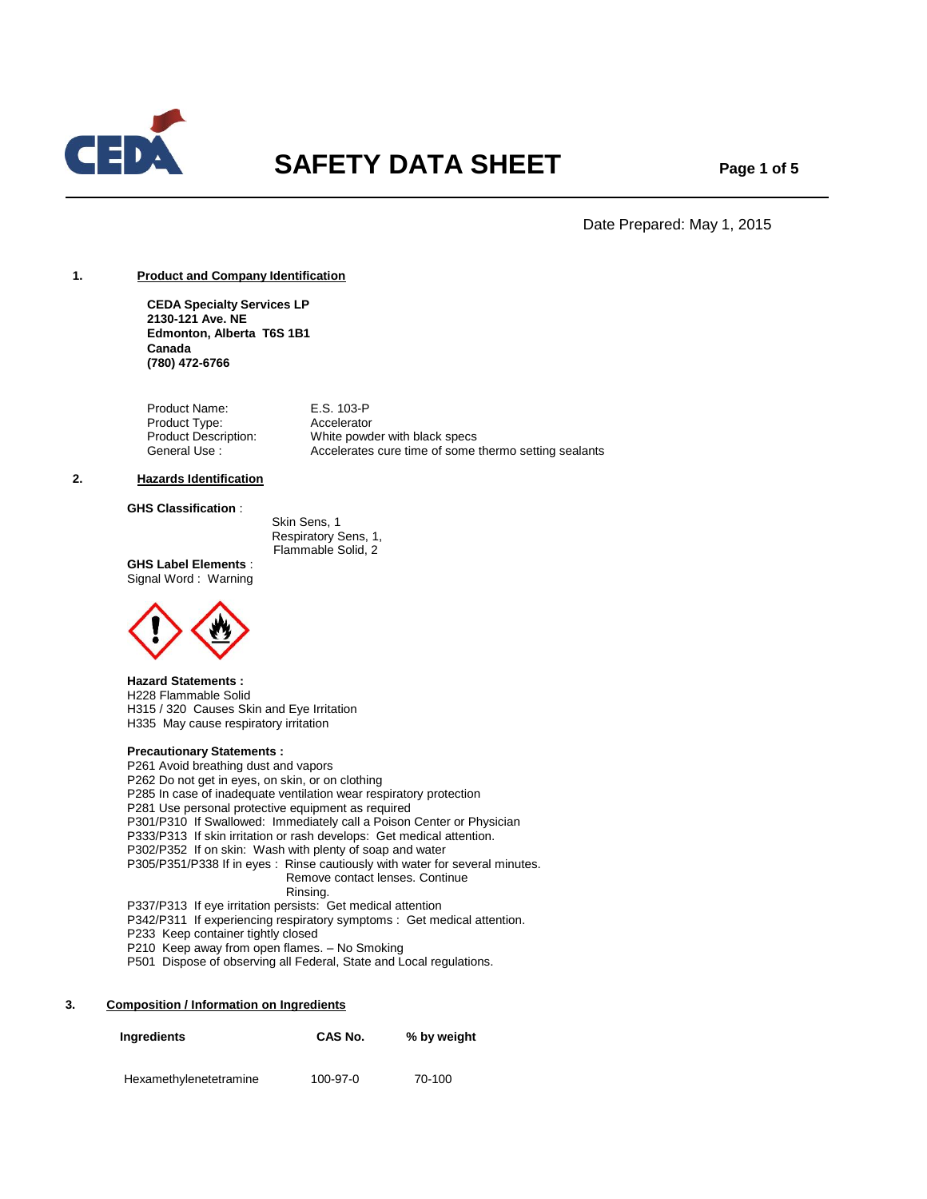# SAFETY DATA SHEET

Date Prepared: May 1, 2015

## 1. Product and Company Identification

**CEDA Specialty Services LP**
**2130-121 Ave. NE**
**Edmonton, Alberta T6S 1B1**
**Canada**
**(780) 472-6766**

Product Name: E.S. 103-P
Product Type: Accelerator
Product Description: White powder with black specs
General Use : Accelerates cure time of some thermo setting sealants

## 2. Hazards Identification

**GHS Classification** :

Skin Sens, 1
Respiratory Sens, 1,
Flammable Solid, 2

**GHS Label Elements** :
Signal Word : Warning

**Hazard Statements :**
H228 Flammable Solid
H315 / 320 Causes Skin and Eye Irritation
H335 May cause respiratory irritation

**Precautionary Statements :**
P261 Avoid breathing dust and vapors
P262 Do not get in eyes, on skin, or on clothing
P285 In case of inadequate ventilation wear respiratory protection
P281 Use personal protective equipment as required
P301/P310 If Swallowed: Immediately call a Poison Center or Physician
P333/P313 If skin irritation or rash develops: Get medical attention.
P302/P352 If on skin: Wash with plenty of soap and water
P305/P351/P338 If in eyes : Rinse cautiously with water for several minutes. Remove contact lenses. Continue Rinsing.
P337/P313 If eye irritation persists: Get medical attention
P342/P311 If experiencing respiratory symptoms : Get medical attention.
P233 Keep container tightly closed
P210 Keep away from open flames. – No Smoking
P501 Dispose of observing all Federal, State and Local regulations.

## 3. Composition / Information on Ingredients

| Ingredients | CAS No. | % by weight |
|---|---|---|
| Hexamethylenetetramine | 100-97-0 | 70-100 |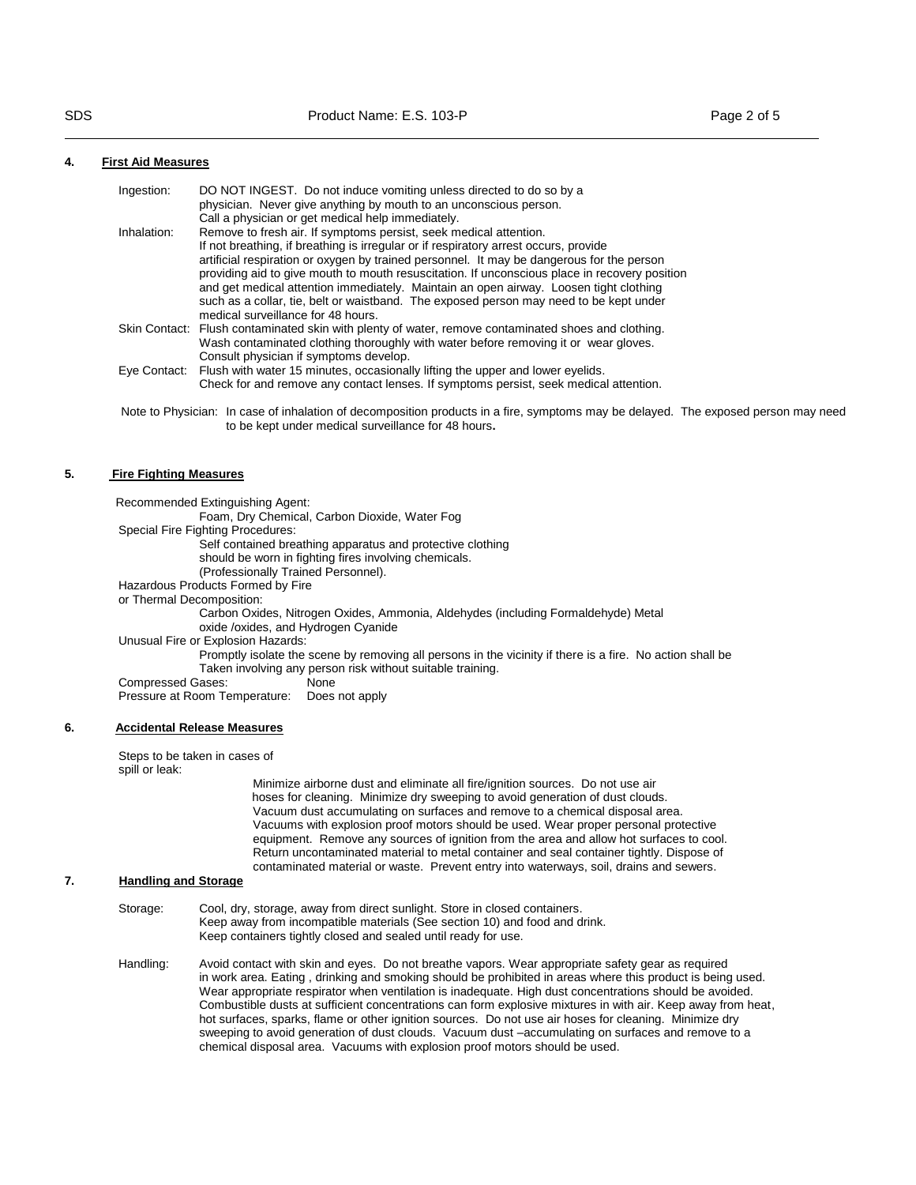## 4. First Aid Measures

Ingestion: DO NOT INGEST. Do not induce vomiting unless directed to do so by a physician. Never give anything by mouth to an unconscious person. Call a physician or get medical help immediately.

Inhalation: Remove to fresh air. If symptoms persist, seek medical attention. If not breathing, if breathing is irregular or if respiratory arrest occurs, provide artificial respiration or oxygen by trained personnel. It may be dangerous for the person providing aid to give mouth to mouth resuscitation. If unconscious place in recovery position and get medical attention immediately. Maintain an open airway. Loosen tight clothing such as a collar, tie, belt or waistband. The exposed person may need to be kept under medical surveillance for 48 hours.

Skin Contact: Flush contaminated skin with plenty of water, remove contaminated shoes and clothing. Wash contaminated clothing thoroughly with water before removing it or wear gloves. Consult physician if symptoms develop.

Eye Contact: Flush with water 15 minutes, occasionally lifting the upper and lower eyelids. Check for and remove any contact lenses. If symptoms persist, seek medical attention.

Note to Physician: In case of inhalation of decomposition products in a fire, symptoms may be delayed. The exposed person may need to be kept under medical surveillance for 48 hours**.**

## 5. Fire Fighting Measures

Recommended Extinguishing Agent:
Foam, Dry Chemical, Carbon Dioxide, Water Fog

Special Fire Fighting Procedures:
Self contained breathing apparatus and protective clothing should be worn in fighting fires involving chemicals. (Professionally Trained Personnel).

Hazardous Products Formed by Fire or Thermal Decomposition:
Carbon Oxides, Nitrogen Oxides, Ammonia, Aldehydes (including Formaldehyde) Metal oxide /oxides, and Hydrogen Cyanide

Unusual Fire or Explosion Hazards:
Promptly isolate the scene by removing all persons in the vicinity if there is a fire. No action shall be Taken involving any person risk without suitable training.

Compressed Gases: None

Pressure at Room Temperature: Does not apply

## 6. Accidental Release Measures

Steps to be taken in cases of spill or leak:
Minimize airborne dust and eliminate all fire/ignition sources. Do not use air hoses for cleaning. Minimize dry sweeping to avoid generation of dust clouds. Vacuum dust accumulating on surfaces and remove to a chemical disposal area. Vacuums with explosion proof motors should be used. Wear proper personal protective equipment. Remove any sources of ignition from the area and allow hot surfaces to cool. Return uncontaminated material to metal container and seal container tightly. Dispose of contaminated material or waste. Prevent entry into waterways, soil, drains and sewers.

## 7. Handling and Storage

Storage: Cool, dry, storage, away from direct sunlight. Store in closed containers. Keep away from incompatible materials (See section 10) and food and drink. Keep containers tightly closed and sealed until ready for use.

Handling: Avoid contact with skin and eyes. Do not breathe vapors. Wear appropriate safety gear as required in work area. Eating , drinking and smoking should be prohibited in areas where this product is being used. Wear appropriate respirator when ventilation is inadequate. High dust concentrations should be avoided. Combustible dusts at sufficient concentrations can form explosive mixtures in with air. Keep away from heat, hot surfaces, sparks, flame or other ignition sources. Do not use air hoses for cleaning. Minimize dry sweeping to avoid generation of dust clouds. Vacuum dust –accumulating on surfaces and remove to a chemical disposal area. Vacuums with explosion proof motors should be used.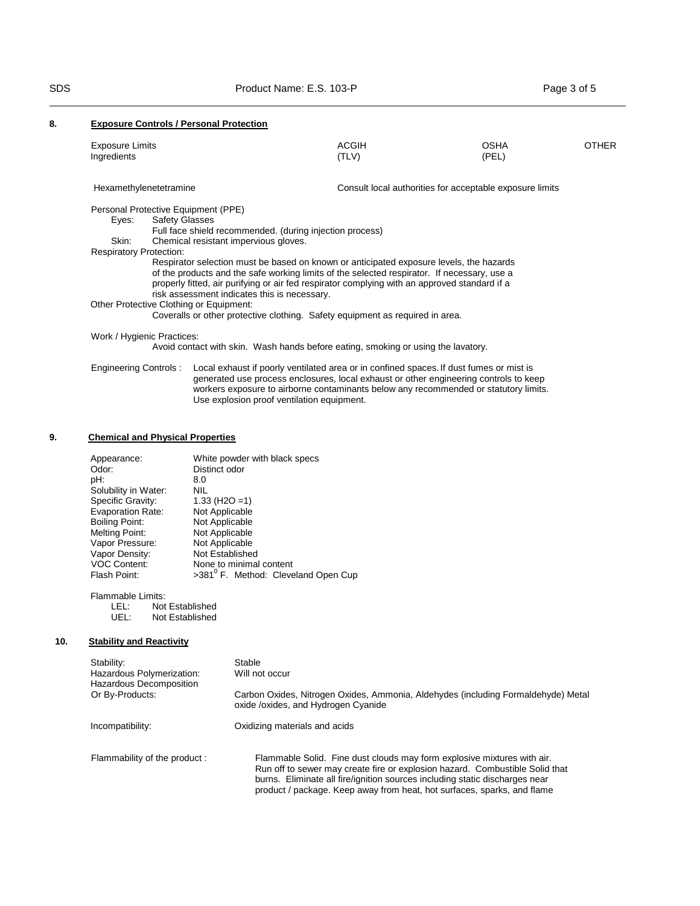## 8. Exposure Controls / Personal Protection

| Exposure Limits Ingredients | ACGIH (TLV) | OSHA (PEL) | OTHER |
|---|---|---|---|
| Hexamethylenetetramine | Consult local authorities for acceptable exposure limits | | |

Personal Protective Equipment (PPE)

Eyes: Safety Glasses

Full face shield recommended. (during injection process)

Skin: Chemical resistant impervious gloves.

Respiratory Protection:

Respirator selection must be based on known or anticipated exposure levels, the hazards of the products and the safe working limits of the selected respirator. If necessary, use a properly fitted, air purifying or air fed respirator complying with an approved standard if a risk assessment indicates this is necessary.

Other Protective Clothing or Equipment:

Coveralls or other protective clothing. Safety equipment as required in area.

Work / Hygienic Practices:

Avoid contact with skin. Wash hands before eating, smoking or using the lavatory.

Engineering Controls : Local exhaust if poorly ventilated area or in confined spaces. If dust fumes or mist is generated use process enclosures, local exhaust or other engineering controls to keep workers exposure to airborne contaminants below any recommended or statutory limits. Use explosion proof ventilation equipment.

## 9. Chemical and Physical Properties

| | |
|---|---|
| Appearance: | White powder with black specs |
| Odor: | Distinct odor |
| pH: | 8.0 |
| Solubility in Water: | NIL |
| Specific Gravity: | 1.33 (H2O =1) |
| Evaporation Rate: | Not Applicable |
| Boiling Point: | Not Applicable |
| Melting Point: | Not Applicable |
| Vapor Pressure: | Not Applicable |
| Vapor Density: | Not Established |
| VOC Content: | None to minimal content |
| Flash Point: | >381$^{0}$ F. Method: Cleveland Open Cup |

Flammable Limits:

LEL: Not Established

UEL: Not Established

## 10. Stability and Reactivity

| | |
|---|---|
| Stability: | Stable |
| Hazardous Polymerization: | Will not occur |
| Hazardous Decomposition Or By-Products: | Carbon Oxides, Nitrogen Oxides, Ammonia, Aldehydes (including Formaldehyde) Metal oxide /oxides, and Hydrogen Cyanide |
| Incompatibility: | Oxidizing materials and acids |
| Flammability of the product : | Flammable Solid. Fine dust clouds may form explosive mixtures with air. Run off to sewer may create fire or explosion hazard. Combustible Solid that burns. Eliminate all fire/ignition sources including static discharges near product / package. Keep away from heat, hot surfaces, sparks, and flame |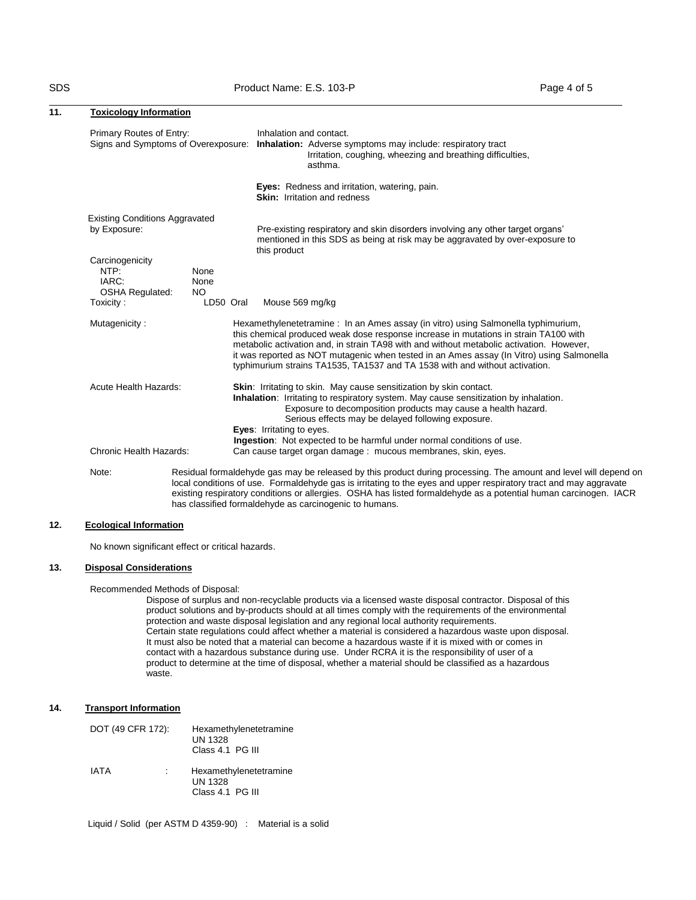## 11. Toxicology Information

**Primary Routes of Entry:** Inhalation and contact.

**Signs and Symptoms of Overexposure:**

**Inhalation:** Adverse symptoms may include: respiratory tract Irritation, coughing, wheezing and breathing difficulties, asthma.

**Eyes:** Redness and irritation, watering, pain.
**Skin:** Irritation and redness

**Existing Conditions Aggravated by Exposure:** Pre-existing respiratory and skin disorders involving any other target organs' mentioned in this SDS as being at risk may be aggravated by over-exposure to this product

Carcinogenicity
- NTP: None
- IARC: None
- OSHA Regulated: NO

Toxicity : LD50 Oral Mouse 569 mg/kg

Mutagenicity : Hexamethylenetetramine : In an Ames assay (in vitro) using Salmonella typhimurium, this chemical produced weak dose response increase in mutations in strain TA100 with metabolic activation and, in strain TA98 with and without metabolic activation. However, it was reported as NOT mutagenic when tested in an Ames assay (In Vitro) using Salmonella typhimurium strains TA1535, TA1537 and TA 1538 with and without activation.

Acute Health Hazards:

**Skin**: Irritating to skin. May cause sensitization by skin contact.
**Inhalation**: Irritating to respiratory system. May cause sensitization by inhalation. Exposure to decomposition products may cause a health hazard. Serious effects may be delayed following exposure.
**Eyes**: Irritating to eyes.
**Ingestion**: Not expected to be harmful under normal conditions of use.

Chronic Health Hazards: Can cause target organ damage : mucous membranes, skin, eyes.

Note: Residual formaldehyde gas may be released by this product during processing. The amount and level will depend on local conditions of use. Formaldehyde gas is irritating to the eyes and upper respiratory tract and may aggravate existing respiratory conditions or allergies. OSHA has listed formaldehyde as a potential human carcinogen. IACR has classified formaldehyde as carcinogenic to humans.

## 12. Ecological Information

No known significant effect or critical hazards.

## 13. Disposal Considerations

Recommended Methods of Disposal:

Dispose of surplus and non-recyclable products via a licensed waste disposal contractor. Disposal of this product solutions and by-products should at all times comply with the requirements of the environmental protection and waste disposal legislation and any regional local authority requirements. Certain state regulations could affect whether a material is considered a hazardous waste upon disposal. It must also be noted that a material can become a hazardous waste if it is mixed with or comes in contact with a hazardous substance during use. Under RCRA it is the responsibility of user of a product to determine at the time of disposal, whether a material should be classified as a hazardous waste.

## 14. Transport Information

DOT (49 CFR 172): Hexamethylenetetramine
UN 1328
Class 4.1 PG III

IATA : Hexamethylenetetramine
UN 1328
Class 4.1 PG III

Liquid / Solid (per ASTM D 4359-90) : Material is a solid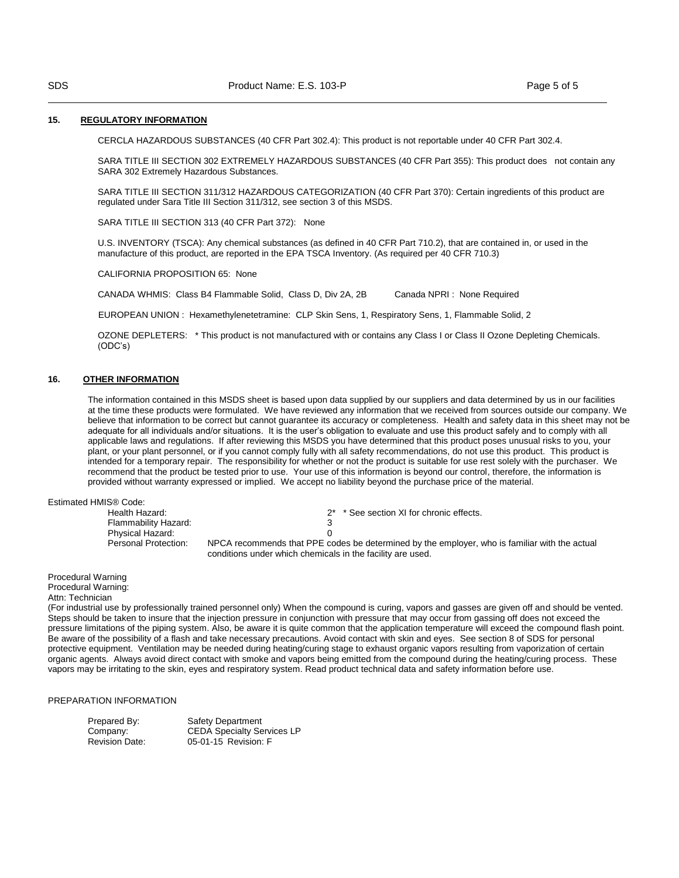## 15. REGULATORY INFORMATION

CERCLA HAZARDOUS SUBSTANCES (40 CFR Part 302.4): This product is not reportable under 40 CFR Part 302.4.

SARA TITLE III SECTION 302 EXTREMELY HAZARDOUS SUBSTANCES (40 CFR Part 355): This product does not contain any SARA 302 Extremely Hazardous Substances.

SARA TITLE III SECTION 311/312 HAZARDOUS CATEGORIZATION (40 CFR Part 370): Certain ingredients of this product are regulated under Sara Title III Section 311/312, see section 3 of this MSDS.

SARA TITLE III SECTION 313 (40 CFR Part 372): None

U.S. INVENTORY (TSCA): Any chemical substances (as defined in 40 CFR Part 710.2), that are contained in, or used in the manufacture of this product, are reported in the EPA TSCA Inventory. (As required per 40 CFR 710.3)

CALIFORNIA PROPOSITION 65: None

CANADA WHMIS: Class B4 Flammable Solid, Class D, Div 2A, 2B     Canada NPRI : None Required

EUROPEAN UNION : Hexamethylenetetramine: CLP Skin Sens, 1, Respiratory Sens, 1, Flammable Solid, 2

OZONE DEPLETERS: * This product is not manufactured with or contains any Class I or Class II Ozone Depleting Chemicals. (ODC's)

## 16. OTHER INFORMATION

The information contained in this MSDS sheet is based upon data supplied by our suppliers and data determined by us in our facilities at the time these products were formulated. We have reviewed any information that we received from sources outside our company. We believe that information to be correct but cannot guarantee its accuracy or completeness. Health and safety data in this sheet may not be adequate for all individuals and/or situations. It is the user's obligation to evaluate and use this product safely and to comply with all applicable laws and regulations. If after reviewing this MSDS you have determined that this product poses unusual risks to you, your plant, or your plant personnel, or if you cannot comply fully with all safety recommendations, do not use this product. This product is intended for a temporary repair. The responsibility for whether or not the product is suitable for use rest solely with the purchaser. We recommend that the product be tested prior to use. Your use of this information is beyond our control, therefore, the information is provided without warranty expressed or implied. We accept no liability beyond the purchase price of the material.

Estimated HMIS® Code:

| | |
|---|---|
| Health Hazard: | 2* * See section XI for chronic effects. |
| Flammability Hazard: | 3 |
| Physical Hazard: | 0 |
| Personal Protection: | NPCA recommends that PPE codes be determined by the employer, who is familiar with the actual conditions under which chemicals in the facility are used. |

Procedural Warning
Procedural Warning:
Attn: Technician
(For industrial use by professionally trained personnel only) When the compound is curing, vapors and gasses are given off and should be vented. Steps should be taken to insure that the injection pressure in conjunction with pressure that may occur from gassing off does not exceed the pressure limitations of the piping system. Also, be aware it is quite common that the application temperature will exceed the compound flash point. Be aware of the possibility of a flash and take necessary precautions. Avoid contact with skin and eyes. See section 8 of SDS for personal protective equipment. Ventilation may be needed during heating/curing stage to exhaust organic vapors resulting from vaporization of certain organic agents. Always avoid direct contact with smoke and vapors being emitted from the compound during the heating/curing process. These vapors may be irritating to the skin, eyes and respiratory system. Read product technical data and safety information before use.

PREPARATION INFORMATION

| | |
|---|---|
| Prepared By: | Safety Department |
| Company: | CEDA Specialty Services LP |
| Revision Date: | 05-01-15 Revision: F |